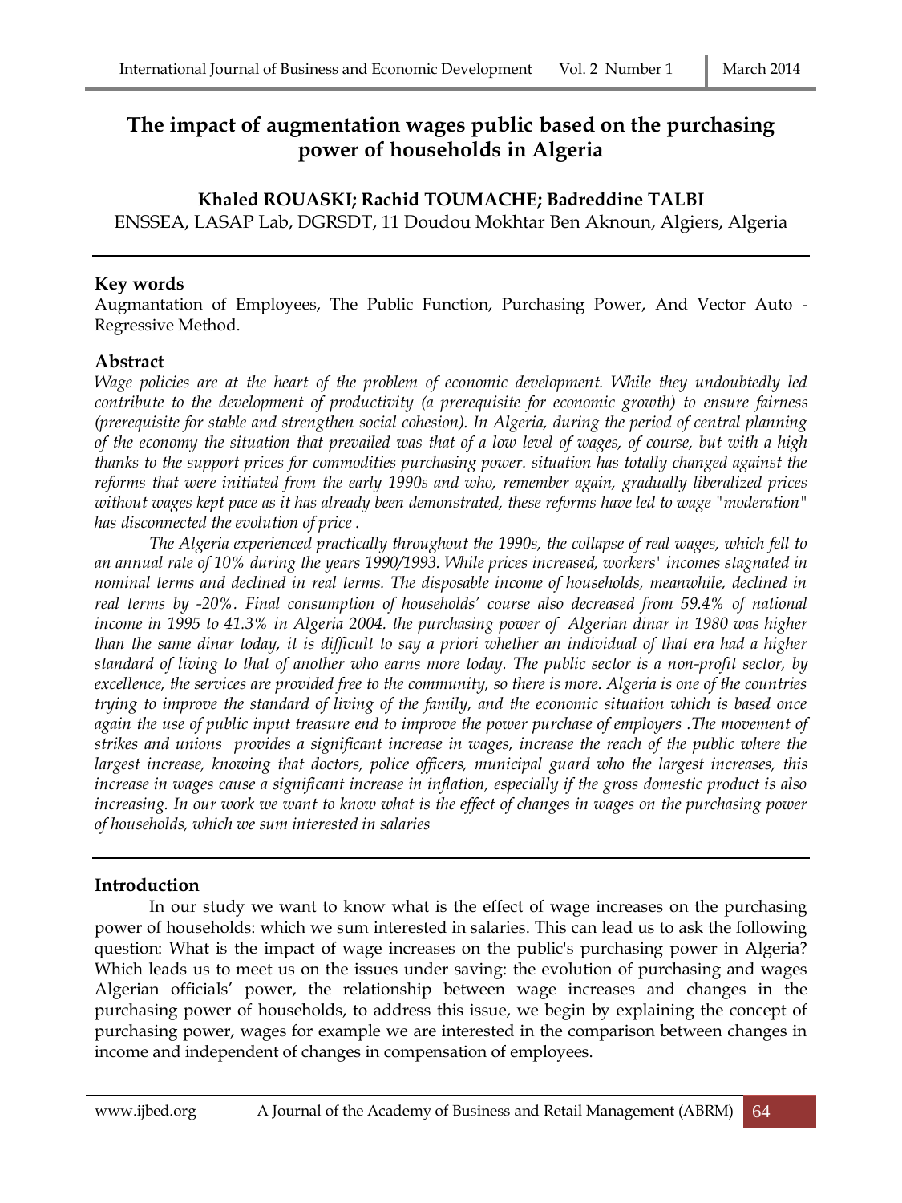# The impact of augmentation wages public based on the purchasing power of households in Algeria

**Khaled ROUASKI; Rachid TOUMACHE; Badreddine TALBI**

ENSSEA, LASAP Lab, DGRSDT, 11 Doudou Mokhtar Ben Aknoun, Algiers, Algeria

---

## Key words

Augmantation of Employees, The Public Function, Purchasing Power, And Vector Auto - Regressive Method.

## Abstract

*Wage policies are at the heart of the problem of economic development. While they undoubtedly led contribute to the development of productivity (a prerequisite for economic growth) to ensure fairness (prerequisite for stable and strengthen social cohesion). In Algeria, during the period of central planning of the economy the situation that prevailed was that of a low level of wages, of course, but with a high thanks to the support prices for commodities purchasing power. situation has totally changed against the reforms that were initiated from the early 1990s and who, remember again, gradually liberalized prices without wages kept pace as it has already been demonstrated, these reforms have led to wage "moderation" has disconnected the evolution of price .*

*The Algeria experienced practically throughout the 1990s, the collapse of real wages, which fell to an annual rate of 10% during the years 1990/1993. While prices increased, workers' incomes stagnated in nominal terms and declined in real terms. The disposable income of households, meanwhile, declined in real terms by -20%. Final consumption of households' course also decreased from 59.4% of national income in 1995 to 41.3% in Algeria 2004. the purchasing power of Algerian dinar in 1980 was higher than the same dinar today, it is difficult to say a priori whether an individual of that era had a higher standard of living to that of another who earns more today. The public sector is a non-profit sector, by excellence, the services are provided free to the community, so there is more. Algeria is one of the countries trying to improve the standard of living of the family, and the economic situation which is based once again the use of public input treasure end to improve the power purchase of employers .The movement of strikes and unions provides a significant increase in wages, increase the reach of the public where the largest increase, knowing that doctors, police officers, municipal guard who the largest increases, this increase in wages cause a significant increase in inflation, especially if the gross domestic product is also increasing. In our work we want to know what is the effect of changes in wages on the purchasing power of households, which we sum interested in salaries*

---

## Introduction

In our study we want to know what is the effect of wage increases on the purchasing power of households: which we sum interested in salaries. This can lead us to ask the following question: What is the impact of wage increases on the public's purchasing power in Algeria? Which leads us to meet us on the issues under saving: the evolution of purchasing and wages Algerian officials' power, the relationship between wage increases and changes in the purchasing power of households, to address this issue, we begin by explaining the concept of purchasing power, wages for example we are interested in the comparison between changes in income and independent of changes in compensation of employees.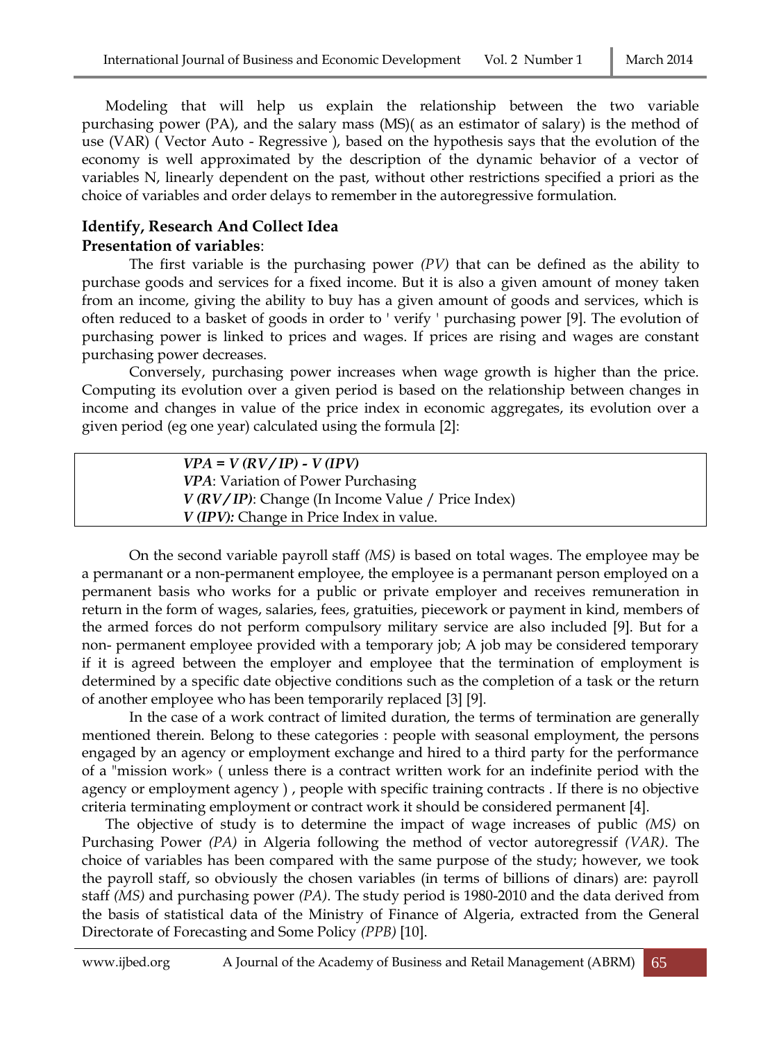Modeling that will help us explain the relationship between the two variable purchasing power (PA), and the salary mass (MS)( as an estimator of salary) is the method of use (VAR) ( Vector Auto - Regressive ), based on the hypothesis says that the evolution of the economy is well approximated by the description of the dynamic behavior of a vector of variables N, linearly dependent on the past, without other restrictions specified a priori as the choice of variables and order delays to remember in the autoregressive formulation.

**Identify, Research And Collect Idea**

**Presentation of variables**:

The first variable is the purchasing power *(PV)* that can be defined as the ability to purchase goods and services for a fixed income. But it is also a given amount of money taken from an income, giving the ability to buy has a given amount of goods and services, which is often reduced to a basket of goods in order to ' verify ' purchasing power [9]. The evolution of purchasing power is linked to prices and wages. If prices are rising and wages are constant purchasing power decreases.

Conversely, purchasing power increases when wage growth is higher than the price. Computing its evolution over a given period is based on the relationship between changes in income and changes in value of the price index in economic aggregates, its evolution over a given period (eg one year) calculated using the formula [2]:

$$VPA = V(RV/IP) - V(IPV)$$

***VPA***: Variation of Power Purchasing
***V (RV/IP)***: Change (In Income Value / Price Index)
***V (IPV):*** Change in Price Index in value.

On the second variable payroll staff *(MS)* is based on total wages. The employee may be a permanant or a non-permanent employee, the employee is a permanant person employed on a permanent basis who works for a public or private employer and receives remuneration in return in the form of wages, salaries, fees, gratuities, piecework or payment in kind, members of the armed forces do not perform compulsory military service are also included [9]. But for a non- permanent employee provided with a temporary job; A job may be considered temporary if it is agreed between the employer and employee that the termination of employment is determined by a specific date objective conditions such as the completion of a task or the return of another employee who has been temporarily replaced [3] [9].

In the case of a work contract of limited duration, the terms of termination are generally mentioned therein. Belong to these categories : people with seasonal employment, the persons engaged by an agency or employment exchange and hired to a third party for the performance of a "mission work» ( unless there is a contract written work for an indefinite period with the agency or employment agency ) , people with specific training contracts . If there is no objective criteria terminating employment or contract work it should be considered permanent [4].

The objective of study is to determine the impact of wage increases of public *(MS)* on Purchasing Power *(PA)* in Algeria following the method of vector autoregressif *(VAR)*. The choice of variables has been compared with the same purpose of the study; however, we took the payroll staff, so obviously the chosen variables (in terms of billions of dinars) are: payroll staff *(MS)* and purchasing power *(PA)*. The study period is 1980-2010 and the data derived from the basis of statistical data of the Ministry of Finance of Algeria, extracted from the General Directorate of Forecasting and Some Policy *(PPB)* [10].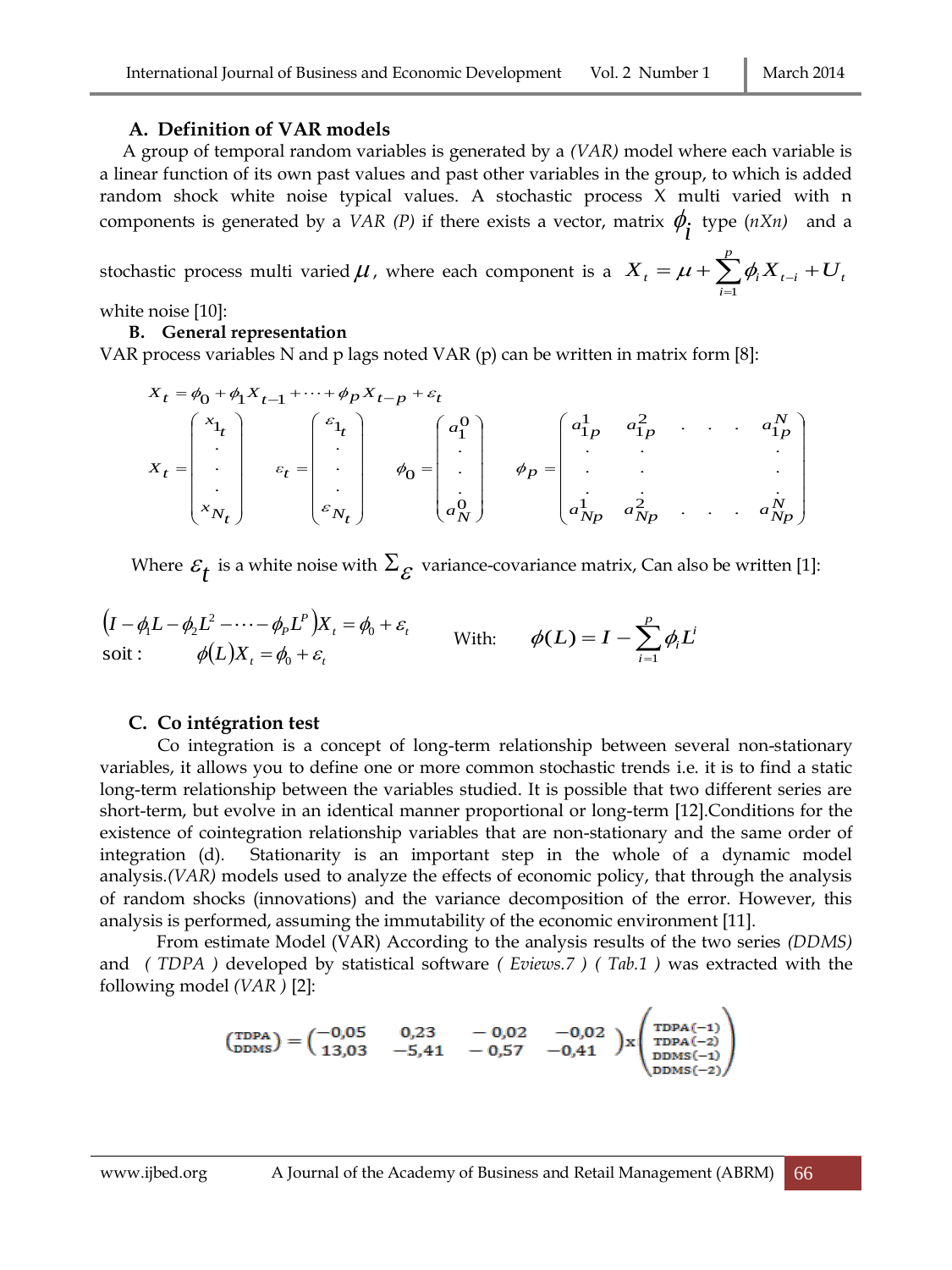### A. Definition of VAR models

A group of temporal random variables is generated by a *(VAR)* model where each variable is a linear function of its own past values and past other variables in the group, to which is added random shock white noise typical values. A stochastic process X multi varied with n components is generated by a *VAR (P)* if there exists a vector, matrix $\phi_i$ type (*nXn*) and a stochastic process multi varied $\mu$, where each component is a $X_t = \mu + \sum_{i=1}^{p} \phi_i X_{t-i} + U_t$ white noise [10]:

### B. General representation

VAR process variables N and p lags noted VAR (p) can be written in matrix form [8]:

$$X_t = \phi_0 + \phi_1 X_{t-1} + \cdots + \phi_p X_{t-p} + \varepsilon_t$$

$$X_t = \begin{pmatrix} x_{1_t} \\ \cdot \\ \cdot \\ \cdot \\ x_{N_t} \end{pmatrix} \quad \varepsilon_t = \begin{pmatrix} \varepsilon_{1_t} \\ \cdot \\ \cdot \\ \cdot \\ \varepsilon_{N_t} \end{pmatrix} \quad \phi_0 = \begin{pmatrix} a_1^0 \\ \cdot \\ \cdot \\ \cdot \\ a_N^0 \end{pmatrix} \quad \phi_p = \begin{pmatrix} a_{1p}^1 & a_{1p}^2 & \cdot & \cdot & \cdot & a_{1p}^N \\ \cdot & \cdot & & & & \cdot \\ \cdot & \cdot & & & & \cdot \\ a_{Np}^1 & a_{Np}^2 & \cdot & \cdot & \cdot & a_{Np}^N \end{pmatrix}$$

Where $\varepsilon_t$ is a white noise with $\Sigma_\varepsilon$ variance-covariance matrix, Can also be written [1]:

$$\left(I - \phi_1 L - \phi_2 L^2 - \cdots - \phi_P L^P\right) X_t = \phi_0 + \varepsilon_t \qquad \text{With:} \quad \phi(L) = I - \sum_{i=1}^{p} \phi_i L^i$$

$$\text{soit :} \quad \phi(L) X_t = \phi_0 + \varepsilon_t$$

### C. Co intégration test

Co integration is a concept of long-term relationship between several non-stationary variables, it allows you to define one or more common stochastic trends i.e. it is to find a static long-term relationship between the variables studied. It is possible that two different series are short-term, but evolve in an identical manner proportional or long-term [12].Conditions for the existence of cointegration relationship variables that are non-stationary and the same order of integration (d). Stationarity is an important step in the whole of a dynamic model analysis.*(VAR)* models used to analyze the effects of economic policy, that through the analysis of random shocks (innovations) and the variance decomposition of the error. However, this analysis is performed, assuming the immutability of the economic environment [11].

From estimate Model (VAR) According to the analysis results of the two series *(DDMS)* and *( TDPA )* developed by statistical software *( Eviews.7 ) ( Tab.1 )* was extracted with the following model *(VAR )* [2]:

$$\begin{pmatrix} \text{TDPA} \\ \text{DDMS} \end{pmatrix} = \begin{pmatrix} -0{,}05 & 0{,}23 & -0{,}02 & -0{,}02 \\ 13{,}03 & -5{,}41 & -0{,}57 & -0{,}41 \end{pmatrix} \text{x} \begin{pmatrix} \text{TDPA}(-1) \\ \text{TDPA}(-2) \\ \text{DDMS}(-1) \\ \text{DDMS}(-2) \end{pmatrix}$$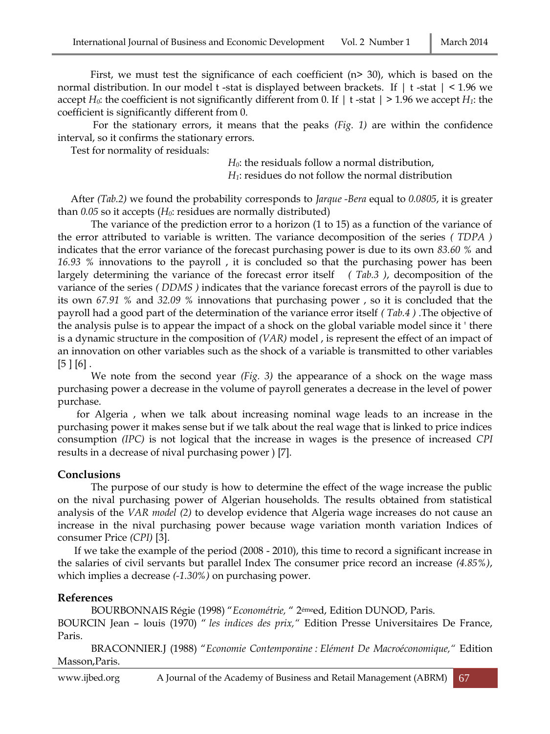First, we must test the significance of each coefficient (n> 30), which is based on the normal distribution. In our model t -stat is displayed between brackets. If | t -stat | < 1.96 we accept $H_0$: the coefficient is not significantly different from 0. If | t -stat | > 1.96 we accept $H_1$: the coefficient is significantly different from 0.

For the stationary errors, it means that the peaks *(Fig. 1)* are within the confidence interval, so it confirms the stationary errors.

Test for normality of residuals:

$H_0$: the residuals follow a normal distribution,
$H_1$: residues do not follow the normal distribution

After *(Tab.2)* we found the probability corresponds to *Jarque -Bera* equal to *0.0805*, it is greater than *0.05* so it accepts ($H_0$: residues are normally distributed)

The variance of the prediction error to a horizon (1 to 15) as a function of the variance of the error attributed to variable is written. The variance decomposition of the series *( TDPA )* indicates that the error variance of the forecast purchasing power is due to its own *83.60 %* and *16.93 %* innovations to the payroll , it is concluded so that the purchasing power has been largely determining the variance of the forecast error itself *( Tab.3 )*, decomposition of the variance of the series *( DDMS )* indicates that the variance forecast errors of the payroll is due to its own *67.91 %* and *32.09 %* innovations that purchasing power , so it is concluded that the payroll had a good part of the determination of the variance error itself *( Tab.4 )* .The objective of the analysis pulse is to appear the impact of a shock on the global variable model since it ' there is a dynamic structure in the composition of *(VAR)* model , is represent the effect of an impact of an innovation on other variables such as the shock of a variable is transmitted to other variables [5 ] [6] .

We note from the second year *(Fig. 3)* the appearance of a shock on the wage mass purchasing power a decrease in the volume of payroll generates a decrease in the level of power purchase.

for Algeria , when we talk about increasing nominal wage leads to an increase in the purchasing power it makes sense but if we talk about the real wage that is linked to price indices consumption *(IPC)* is not logical that the increase in wages is the presence of increased *CPI* results in a decrease of nival purchasing power ) [7].

## Conclusions

The purpose of our study is how to determine the effect of the wage increase the public on the nival purchasing power of Algerian households. The results obtained from statistical analysis of the *VAR model (2)* to develop evidence that Algeria wage increases do not cause an increase in the nival purchasing power because wage variation month variation Indices of consumer Price *(CPI)* [3].

If we take the example of the period (2008 - 2010), this time to record a significant increase in the salaries of civil servants but parallel Index The consumer price record an increase *(4.85%)*, which implies a decrease *(-1.30%)* on purchasing power.

## References

BOURBONNAIS Régie (1998) "*Econométrie,* " 2éme ed, Edition DUNOD, Paris.

BOURCIN Jean – louis (1970) " *les indices des prix,*" Edition Presse Universitaires De France, Paris.

BRACONNIER.J (1988) "*Economie Contemporaine : Elément De Macroéconomique,*" Edition Masson,Paris.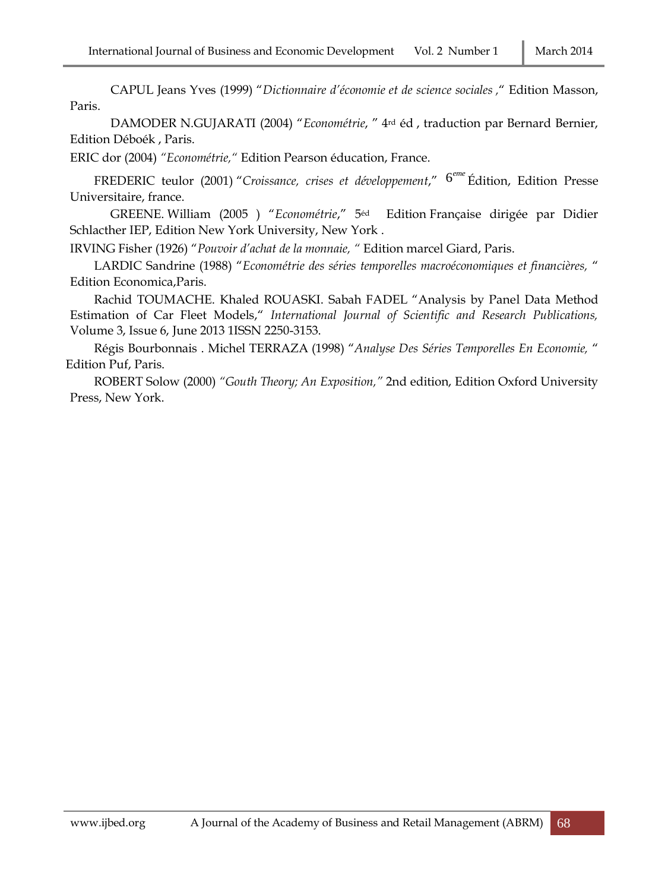CAPUL Jeans Yves (1999) "*Dictionnaire d'économie et de science sociales* ," Edition Masson, Paris.

DAMODER N.GUJARATI (2004) "*Econométrie*, " 4rd éd , traduction par Bernard Bernier, Edition Déboék , Paris.

ERIC dor (2004) *"Econométrie,"* Edition Pearson éducation, France.

FREDERIC teulor (2001) "*Croissance, crises et développement*," 6eme Édition, Edition Presse Universitaire, france.

GREENE. William (2005 ) "*Econométrie*," 5éd Edition Française dirigée par Didier Schlacther IEP, Edition New York University, New York .

IRVING Fisher (1926) "*Pouvoir d'achat de la monnaie,* " Edition marcel Giard, Paris.

LARDIC Sandrine (1988) "*Econométrie des séries temporelles macroéconomiques et financières,* " Edition Economica,Paris.

Rachid TOUMACHE. Khaled ROUASKI. Sabah FADEL "Analysis by Panel Data Method Estimation of Car Fleet Models," *International Journal of Scientific and Research Publications,* Volume 3, Issue 6, June 2013 1ISSN 2250-3153.

Régis Bourbonnais . Michel TERRAZA (1998) "*Analyse Des Séries Temporelles En Economie,* " Edition Puf, Paris.

ROBERT Solow (2000) *"Gouth Theory; An Exposition,"* 2nd edition, Edition Oxford University Press, New York.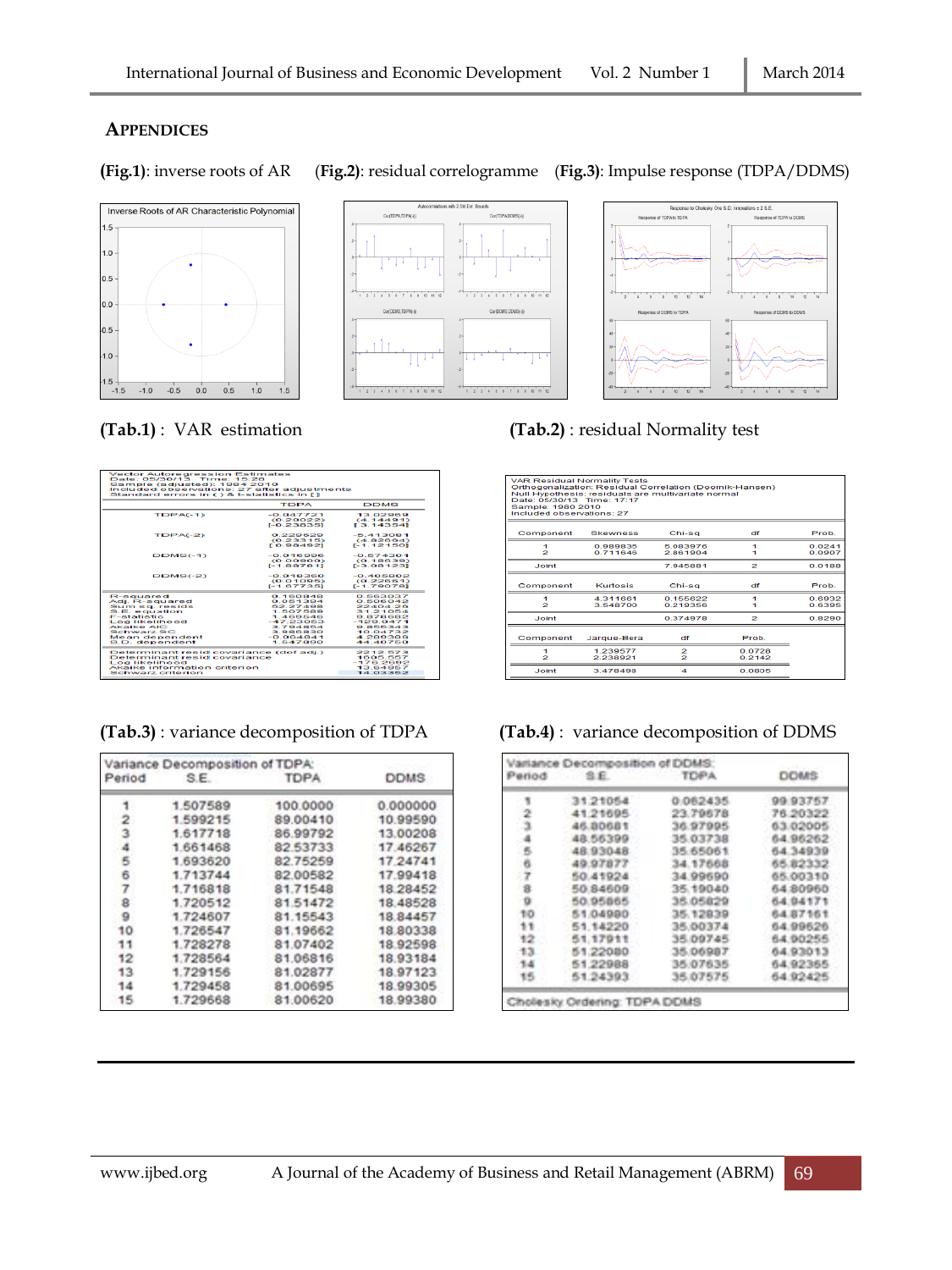## APPENDICES

**(Fig.1)**: inverse roots of AR **(Fig.2)**: residual correlogramme **(Fig.3)**: Impulse response (TDPA/DDMS)

Inverse Roots of AR Characteristic Polynomial

**(Tab.1)** : VAR estimation

Vector Autoregression Estimates
Date: 05/30/13 Time: 15:28
Sample (adjusted): 1984 2010
Included observations: 27 after adjustments
Standard errors in ( ) & t-statistics in [ ]

| | TDPA | DDMS |
|---|---|---|
| TDPA(-1) | -0.047721 | 13.02969 |
| | (0.20022) | (4.14491) |
| | [-0.23835] | [3.14354] |
| TDPA(-2) | 0.229629 | -5.413081 |
| | (0.23315) | (4.82664) |
| | [0.98492] | [-1.12150] |
| DDMS(-1) | -0.016996 | -0.574301 |
| | (0.00900) | (0.18639) |
| | [-1.88761] | [-3.08123] |
| DDMS(-2) | -0.018350 | -0.405802 |
| | (0.01095) | (0.22661) |
| | [-1.67735] | [-1.79078] |
| R-squared | 0.160848 | 0.563037 |
| Adj. R-squared | 0.051394 | 0.506042 |
| Sum sq. resids | 52.27498 | 22404.26 |
| S.E. equation | 1.507589 | 31.21054 |
| F-statistic | 1.469546 | 9.878882 |
| Log likelihood | -47.23053 | -129.0471 |
| Akaike AIC | 3.794854 | 9.856343 |
| Schwarz SC | 3.986830 | 10.04732 |
| Mean dependent | -0.064841 | 4.289386 |
| S.D. dependent | 1.547890 | 44.40750 |

| | |
|---|---|
| Determinant resid covariance (dof adj.) | 2212.573 |
| Determinant resid covariance | 1605.557 |
| Log likelihood | -176.2692 |
| Akaike information criterion | 13.64957 |
| Schwarz criterion | 14.03362 |

**(Tab.2)** : residual Normality test

VAR Residual Normality Tests
Orthogonalization: Residual Correlation (Doornik-Hansen)
Null Hypothesis: residuals are multivariate normal
Date: 05/30/13 Time: 17:17
Sample: 1980 2010
Included observations: 27

| Component | Skewness | Chi-sq | df | Prob. |
|---|---|---|---|---|
| 1 | 0.989835 | 5.083976 | 1 | 0.0241 |
| 2 | 0.711646 | 2.861904 | 1 | 0.0907 |
| Joint | | 7.945881 | 2 | 0.0188 |

| Component | Kurtosis | Chi-sq | df | Prob. |
|---|---|---|---|---|
| 1 | 4.311661 | 0.155622 | 1 | 0.6932 |
| 2 | 3.548700 | 0.219356 | 1 | 0.6395 |
| Joint | | 0.374978 | 2 | 0.8290 |

| Component | Jarque-Bera | df | Prob. |
|---|---|---|---|
| 1 | 1.239577 | 2 | 0.0728 |
| 2 | 2.238921 | 2 | 0.2142 |
| Joint | 3.478498 | 4 | 0.0805 |

**(Tab.3)** : variance decomposition of TDPA

Variance Decomposition of TDPA:

| Period | S.E. | TDPA | DDMS |
|---|---|---|---|
| 1 | 1.507589 | 100.0000 | 0.000000 |
| 2 | 1.599215 | 89.00410 | 10.99590 |
| 3 | 1.617718 | 86.99792 | 13.00208 |
| 4 | 1.661468 | 82.53733 | 17.46267 |
| 5 | 1.693620 | 82.75259 | 17.24741 |
| 6 | 1.713744 | 82.00582 | 17.99418 |
| 7 | 1.716818 | 81.71548 | 18.28452 |
| 8 | 1.720512 | 81.51472 | 18.48528 |
| 9 | 1.724607 | 81.15543 | 18.84457 |
| 10 | 1.726547 | 81.19662 | 18.80338 |
| 11 | 1.728278 | 81.07402 | 18.92598 |
| 12 | 1.728564 | 81.06816 | 18.93184 |
| 13 | 1.729156 | 81.02877 | 18.97123 |
| 14 | 1.729458 | 81.00695 | 18.99305 |
| 15 | 1.729668 | 81.00620 | 18.99380 |

**(Tab.4)** : variance decomposition of DDMS

Variance Decomposition of DDMS:

| Period | S.E. | TDPA | DDMS |
|---|---|---|---|
| 1 | 31.21054 | 0.062435 | 99.93757 |
| 2 | 41.21695 | 23.79678 | 76.20322 |
| 3 | 46.80681 | 36.97995 | 63.02005 |
| 4 | 48.56399 | 35.03738 | 64.96262 |
| 5 | 48.93048 | 35.65061 | 64.34939 |
| 6 | 49.97877 | 34.17668 | 65.82332 |
| 7 | 50.41924 | 34.99690 | 65.00310 |
| 8 | 50.84609 | 35.19040 | 64.80960 |
| 9 | 50.95865 | 35.05829 | 64.94171 |
| 10 | 51.04980 | 35.12839 | 64.87161 |
| 11 | 51.14220 | 35.00374 | 64.99626 |
| 12 | 51.17911 | 35.09745 | 64.90255 |
| 13 | 51.22080 | 35.06987 | 64.93013 |
| 14 | 51.22988 | 35.07635 | 64.92365 |
| 15 | 51.24393 | 35.07575 | 64.92425 |

Cholesky Ordering: TDPA DDMS